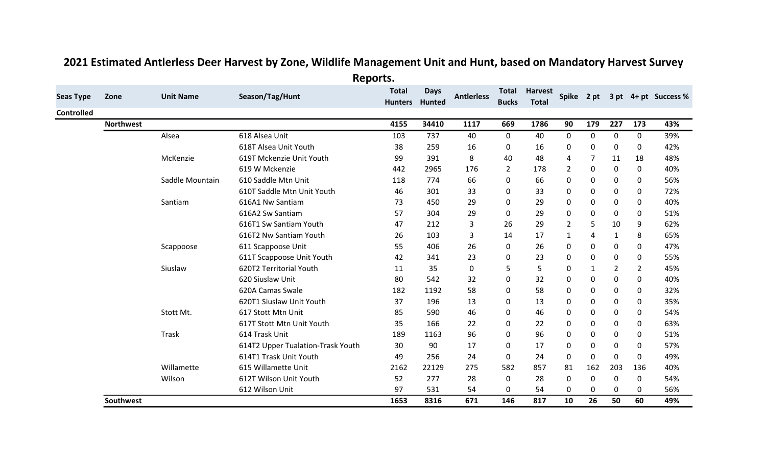# 2021 Estimated Antlerless Deer Harvest by Zone, Wildlife Management Unit and Hunt, based on Mandatory Harvest Survey Reports.

| Seas Type | Zone | Unit Name | Season/Tag/Hunt | Total Hunters | Days Hunted | Antlerless | Total Bucks | Harvest Total | Spike | 2 pt | 3 pt | 4+ pt | Success % |
|---|---|---|---|---|---|---|---|---|---|---|---|---|---|
| **Controlled** | | | | | | | | | | | | | |
| | **Northwest** | | | **4155** | **34410** | **1117** | **669** | **1786** | **90** | **179** | **227** | **173** | **43%** |
| | | Alsea | 618 Alsea Unit | 103 | 737 | 40 | 0 | 40 | 0 | 0 | 0 | 0 | 39% |
| | | | 618T Alsea Unit Youth | 38 | 259 | 16 | 0 | 16 | 0 | 0 | 0 | 0 | 42% |
| | | McKenzie | 619T Mckenzie Unit Youth | 99 | 391 | 8 | 40 | 48 | 4 | 7 | 11 | 18 | 48% |
| | | | 619 W Mckenzie | 442 | 2965 | 176 | 2 | 178 | 2 | 0 | 0 | 0 | 40% |
| | | Saddle Mountain | 610 Saddle Mtn Unit | 118 | 774 | 66 | 0 | 66 | 0 | 0 | 0 | 0 | 56% |
| | | | 610T Saddle Mtn Unit Youth | 46 | 301 | 33 | 0 | 33 | 0 | 0 | 0 | 0 | 72% |
| | | Santiam | 616A1 Nw Santiam | 73 | 450 | 29 | 0 | 29 | 0 | 0 | 0 | 0 | 40% |
| | | | 616A2 Sw Santiam | 57 | 304 | 29 | 0 | 29 | 0 | 0 | 0 | 0 | 51% |
| | | | 616T1 Sw Santiam Youth | 47 | 212 | 3 | 26 | 29 | 2 | 5 | 10 | 9 | 62% |
| | | | 616T2 Nw Santiam Youth | 26 | 103 | 3 | 14 | 17 | 1 | 4 | 1 | 8 | 65% |
| | | Scappoose | 611 Scappoose Unit | 55 | 406 | 26 | 0 | 26 | 0 | 0 | 0 | 0 | 47% |
| | | | 611T Scappoose Unit Youth | 42 | 341 | 23 | 0 | 23 | 0 | 0 | 0 | 0 | 55% |
| | | Siuslaw | 620T2 Territorial Youth | 11 | 35 | 0 | 5 | 5 | 0 | 1 | 2 | 2 | 45% |
| | | | 620 Siuslaw Unit | 80 | 542 | 32 | 0 | 32 | 0 | 0 | 0 | 0 | 40% |
| | | | 620A Camas Swale | 182 | 1192 | 58 | 0 | 58 | 0 | 0 | 0 | 0 | 32% |
| | | | 620T1 Siuslaw Unit Youth | 37 | 196 | 13 | 0 | 13 | 0 | 0 | 0 | 0 | 35% |
| | | Stott Mt. | 617 Stott Mtn Unit | 85 | 590 | 46 | 0 | 46 | 0 | 0 | 0 | 0 | 54% |
| | | | 617T Stott Mtn Unit Youth | 35 | 166 | 22 | 0 | 22 | 0 | 0 | 0 | 0 | 63% |
| | | Trask | 614 Trask Unit | 189 | 1163 | 96 | 0 | 96 | 0 | 0 | 0 | 0 | 51% |
| | | | 614T2 Upper Tualation-Trask Youth | 30 | 90 | 17 | 0 | 17 | 0 | 0 | 0 | 0 | 57% |
| | | | 614T1 Trask Unit Youth | 49 | 256 | 24 | 0 | 24 | 0 | 0 | 0 | 0 | 49% |
| | | Willamette | 615 Willamette Unit | 2162 | 22129 | 275 | 582 | 857 | 81 | 162 | 203 | 136 | 40% |
| | | Wilson | 612T Wilson Unit Youth | 52 | 277 | 28 | 0 | 28 | 0 | 0 | 0 | 0 | 54% |
| | | | 612 Wilson Unit | 97 | 531 | 54 | 0 | 54 | 0 | 0 | 0 | 0 | 56% |
| | **Southwest** | | | **1653** | **8316** | **671** | **146** | **817** | **10** | **26** | **50** | **60** | **49%** |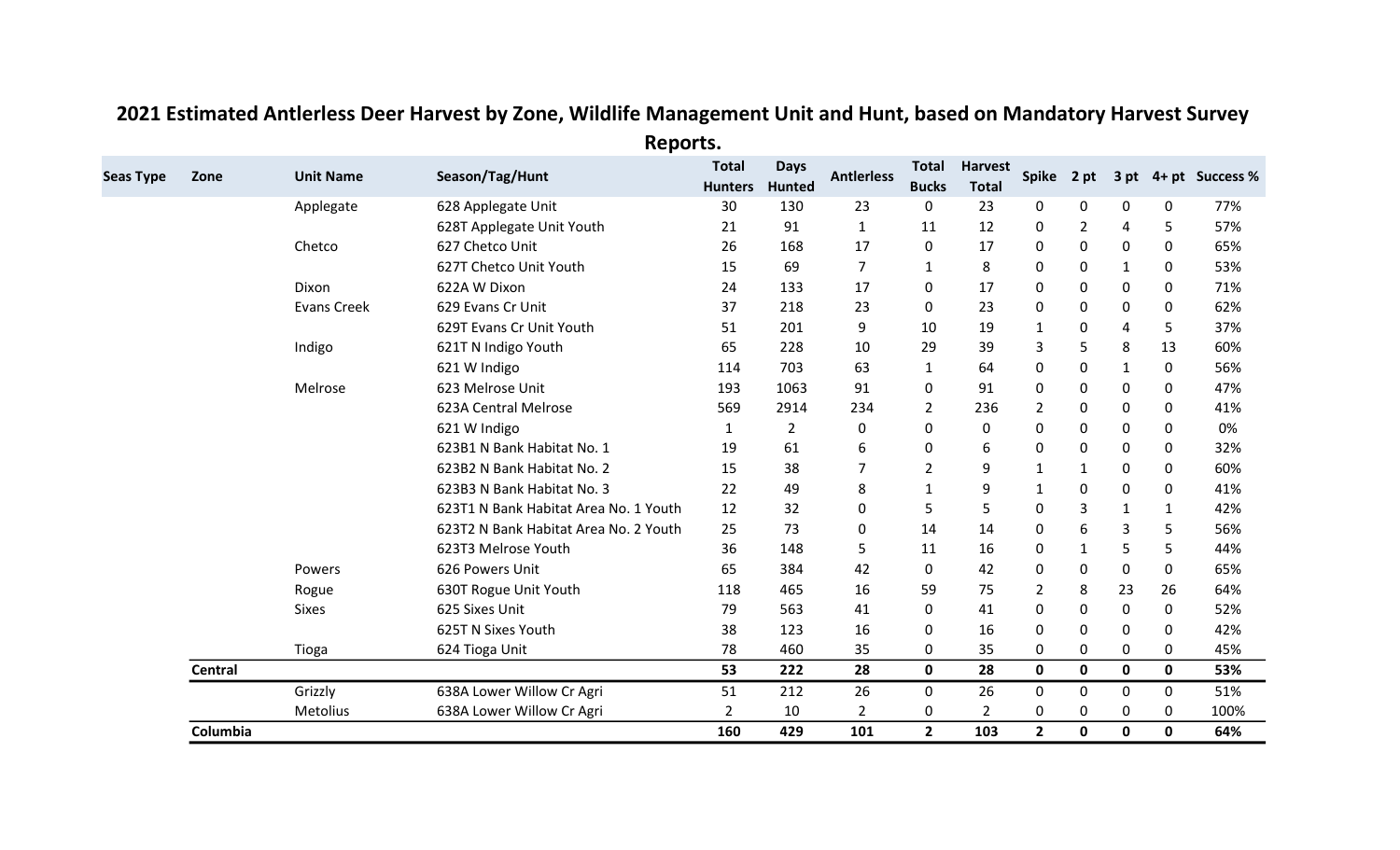## 2021 Estimated Antlerless Deer Harvest by Zone, Wildlife Management Unit and Hunt, based on Mandatory Harvest Survey Reports.

| Seas Type | Zone | Unit Name | Season/Tag/Hunt | Total Hunters | Days Hunted | Antlerless | Total Bucks | Harvest Total | Spike | 2 pt | 3 pt | 4+ pt | Success % |
|---|---|---|---|---|---|---|---|---|---|---|---|---|---|
| | | Applegate | 628 Applegate Unit | 30 | 130 | 23 | 0 | 23 | 0 | 0 | 0 | 0 | 77% |
| | | | 628T Applegate Unit Youth | 21 | 91 | 1 | 11 | 12 | 0 | 2 | 4 | 5 | 57% |
| | | Chetco | 627 Chetco Unit | 26 | 168 | 17 | 0 | 17 | 0 | 0 | 0 | 0 | 65% |
| | | | 627T Chetco Unit Youth | 15 | 69 | 7 | 1 | 8 | 0 | 0 | 1 | 0 | 53% |
| | | Dixon | 622A W Dixon | 24 | 133 | 17 | 0 | 17 | 0 | 0 | 0 | 0 | 71% |
| | | Evans Creek | 629 Evans Cr Unit | 37 | 218 | 23 | 0 | 23 | 0 | 0 | 0 | 0 | 62% |
| | | | 629T Evans Cr Unit Youth | 51 | 201 | 9 | 10 | 19 | 1 | 0 | 4 | 5 | 37% |
| | | Indigo | 621T N Indigo Youth | 65 | 228 | 10 | 29 | 39 | 3 | 5 | 8 | 13 | 60% |
| | | | 621 W Indigo | 114 | 703 | 63 | 1 | 64 | 0 | 0 | 1 | 0 | 56% |
| | | Melrose | 623 Melrose Unit | 193 | 1063 | 91 | 0 | 91 | 0 | 0 | 0 | 0 | 47% |
| | | | 623A Central Melrose | 569 | 2914 | 234 | 2 | 236 | 2 | 0 | 0 | 0 | 41% |
| | | | 621 W Indigo | 1 | 2 | 0 | 0 | 0 | 0 | 0 | 0 | 0 | 0% |
| | | | 623B1 N Bank Habitat No. 1 | 19 | 61 | 6 | 0 | 6 | 0 | 0 | 0 | 0 | 32% |
| | | | 623B2 N Bank Habitat No. 2 | 15 | 38 | 7 | 2 | 9 | 1 | 1 | 0 | 0 | 60% |
| | | | 623B3 N Bank Habitat No. 3 | 22 | 49 | 8 | 1 | 9 | 1 | 0 | 0 | 0 | 41% |
| | | | 623T1 N Bank Habitat Area No. 1 Youth | 12 | 32 | 0 | 5 | 5 | 0 | 3 | 1 | 1 | 42% |
| | | | 623T2 N Bank Habitat Area No. 2 Youth | 25 | 73 | 0 | 14 | 14 | 0 | 6 | 3 | 5 | 56% |
| | | | 623T3 Melrose Youth | 36 | 148 | 5 | 11 | 16 | 0 | 1 | 5 | 5 | 44% |
| | | Powers | 626 Powers Unit | 65 | 384 | 42 | 0 | 42 | 0 | 0 | 0 | 0 | 65% |
| | | Rogue | 630T Rogue Unit Youth | 118 | 465 | 16 | 59 | 75 | 2 | 8 | 23 | 26 | 64% |
| | | Sixes | 625 Sixes Unit | 79 | 563 | 41 | 0 | 41 | 0 | 0 | 0 | 0 | 52% |
| | | | 625T N Sixes Youth | 38 | 123 | 16 | 0 | 16 | 0 | 0 | 0 | 0 | 42% |
| | | Tioga | 624 Tioga Unit | 78 | 460 | 35 | 0 | 35 | 0 | 0 | 0 | 0 | 45% |
| | **Central** | | | **53** | **222** | **28** | **0** | **28** | **0** | **0** | **0** | **0** | **53%** |
| | | Grizzly | 638A Lower Willow Cr Agri | 51 | 212 | 26 | 0 | 26 | 0 | 0 | 0 | 0 | 51% |
| | | Metolius | 638A Lower Willow Cr Agri | 2 | 10 | 2 | 0 | 2 | 0 | 0 | 0 | 0 | 100% |
| | **Columbia** | | | **160** | **429** | **101** | **2** | **103** | **2** | **0** | **0** | **0** | **64%** |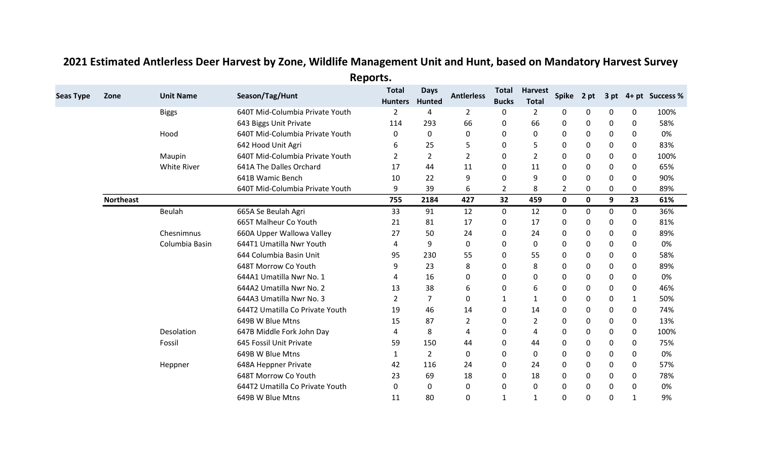# 2021 Estimated Antlerless Deer Harvest by Zone, Wildlife Management Unit and Hunt, based on Mandatory Harvest Survey Reports.

| Seas Type | Zone | Unit Name | Season/Tag/Hunt | Total Hunters | Days Hunted | Antlerless | Total Bucks | Harvest Total | Spike | 2 pt | 3 pt | 4+ pt | Success % |
|---|---|---|---|---|---|---|---|---|---|---|---|---|---|
| | | Biggs | 640T Mid-Columbia Private Youth | 2 | 4 | 2 | 0 | 2 | 0 | 0 | 0 | 0 | 100% |
| | | | 643 Biggs Unit Private | 114 | 293 | 66 | 0 | 66 | 0 | 0 | 0 | 0 | 58% |
| | | Hood | 640T Mid-Columbia Private Youth | 0 | 0 | 0 | 0 | 0 | 0 | 0 | 0 | 0 | 0% |
| | | | 642 Hood Unit Agri | 6 | 25 | 5 | 0 | 5 | 0 | 0 | 0 | 0 | 83% |
| | | Maupin | 640T Mid-Columbia Private Youth | 2 | 2 | 2 | 0 | 2 | 0 | 0 | 0 | 0 | 100% |
| | | White River | 641A The Dalles Orchard | 17 | 44 | 11 | 0 | 11 | 0 | 0 | 0 | 0 | 65% |
| | | | 641B Wamic Bench | 10 | 22 | 9 | 0 | 9 | 0 | 0 | 0 | 0 | 90% |
| | | | 640T Mid-Columbia Private Youth | 9 | 39 | 6 | 2 | 8 | 2 | 0 | 0 | 0 | 89% |
| | **Northeast** | | | **755** | **2184** | **427** | **32** | **459** | **0** | **0** | **9** | **23** | **61%** |
| | | Beulah | 665A Se Beulah Agri | 33 | 91 | 12 | 0 | 12 | 0 | 0 | 0 | 0 | 36% |
| | | | 665T Malheur Co Youth | 21 | 81 | 17 | 0 | 17 | 0 | 0 | 0 | 0 | 81% |
| | | Chesnimnus | 660A Upper Wallowa Valley | 27 | 50 | 24 | 0 | 24 | 0 | 0 | 0 | 0 | 89% |
| | | Columbia Basin | 644T1 Umatilla Nwr Youth | 4 | 9 | 0 | 0 | 0 | 0 | 0 | 0 | 0 | 0% |
| | | | 644 Columbia Basin Unit | 95 | 230 | 55 | 0 | 55 | 0 | 0 | 0 | 0 | 58% |
| | | | 648T Morrow Co Youth | 9 | 23 | 8 | 0 | 8 | 0 | 0 | 0 | 0 | 89% |
| | | | 644A1 Umatilla Nwr No. 1 | 4 | 16 | 0 | 0 | 0 | 0 | 0 | 0 | 0 | 0% |
| | | | 644A2 Umatilla Nwr No. 2 | 13 | 38 | 6 | 0 | 6 | 0 | 0 | 0 | 0 | 46% |
| | | | 644A3 Umatilla Nwr No. 3 | 2 | 7 | 0 | 1 | 1 | 0 | 0 | 0 | 1 | 50% |
| | | | 644T2 Umatilla Co Private Youth | 19 | 46 | 14 | 0 | 14 | 0 | 0 | 0 | 0 | 74% |
| | | | 649B W Blue Mtns | 15 | 87 | 2 | 0 | 2 | 0 | 0 | 0 | 0 | 13% |
| | | Desolation | 647B Middle Fork John Day | 4 | 8 | 4 | 0 | 4 | 0 | 0 | 0 | 0 | 100% |
| | | Fossil | 645 Fossil Unit Private | 59 | 150 | 44 | 0 | 44 | 0 | 0 | 0 | 0 | 75% |
| | | | 649B W Blue Mtns | 1 | 2 | 0 | 0 | 0 | 0 | 0 | 0 | 0 | 0% |
| | | Heppner | 648A Heppner Private | 42 | 116 | 24 | 0 | 24 | 0 | 0 | 0 | 0 | 57% |
| | | | 648T Morrow Co Youth | 23 | 69 | 18 | 0 | 18 | 0 | 0 | 0 | 0 | 78% |
| | | | 644T2 Umatilla Co Private Youth | 0 | 0 | 0 | 0 | 0 | 0 | 0 | 0 | 0 | 0% |
| | | | 649B W Blue Mtns | 11 | 80 | 0 | 1 | 1 | 0 | 0 | 0 | 1 | 9% |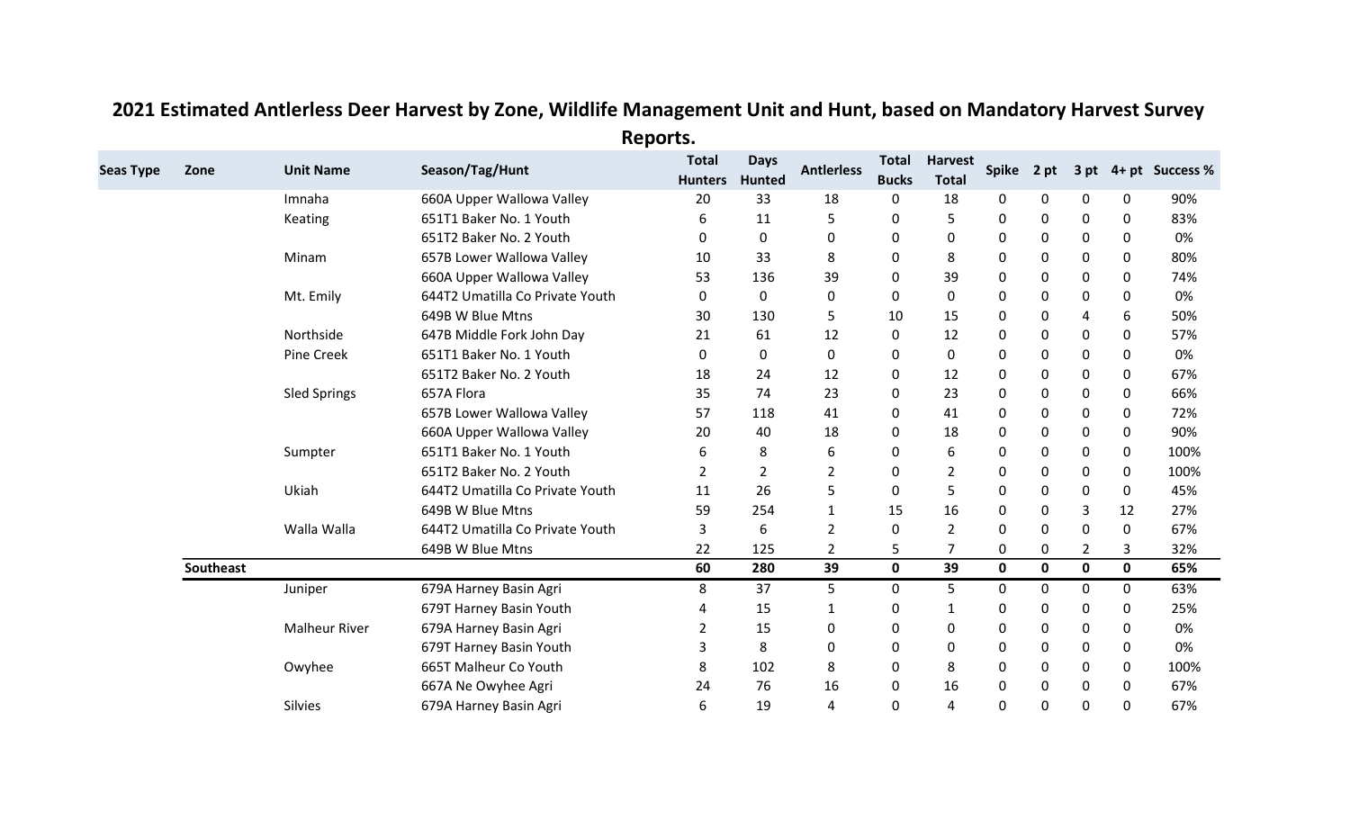# 2021 Estimated Antlerless Deer Harvest by Zone, Wildlife Management Unit and Hunt, based on Mandatory Harvest Survey Reports.

| Seas Type | Zone | Unit Name | Season/Tag/Hunt | Total Hunters | Days Hunted | Antlerless | Total Bucks | Harvest Total | Spike | 2 pt | 3 pt | 4+ pt | Success % |
|---|---|---|---|---|---|---|---|---|---|---|---|---|---|
| | | Imnaha | 660A Upper Wallowa Valley | 20 | 33 | 18 | 0 | 18 | 0 | 0 | 0 | 0 | 90% |
| | | Keating | 651T1 Baker No. 1 Youth | 6 | 11 | 5 | 0 | 5 | 0 | 0 | 0 | 0 | 83% |
| | | | 651T2 Baker No. 2 Youth | 0 | 0 | 0 | 0 | 0 | 0 | 0 | 0 | 0 | 0% |
| | | Minam | 657B Lower Wallowa Valley | 10 | 33 | 8 | 0 | 8 | 0 | 0 | 0 | 0 | 80% |
| | | | 660A Upper Wallowa Valley | 53 | 136 | 39 | 0 | 39 | 0 | 0 | 0 | 0 | 74% |
| | | Mt. Emily | 644T2 Umatilla Co Private Youth | 0 | 0 | 0 | 0 | 0 | 0 | 0 | 0 | 0 | 0% |
| | | | 649B W Blue Mtns | 30 | 130 | 5 | 10 | 15 | 0 | 0 | 4 | 6 | 50% |
| | | Northside | 647B Middle Fork John Day | 21 | 61 | 12 | 0 | 12 | 0 | 0 | 0 | 0 | 57% |
| | | Pine Creek | 651T1 Baker No. 1 Youth | 0 | 0 | 0 | 0 | 0 | 0 | 0 | 0 | 0 | 0% |
| | | | 651T2 Baker No. 2 Youth | 18 | 24 | 12 | 0 | 12 | 0 | 0 | 0 | 0 | 67% |
| | | Sled Springs | 657A Flora | 35 | 74 | 23 | 0 | 23 | 0 | 0 | 0 | 0 | 66% |
| | | | 657B Lower Wallowa Valley | 57 | 118 | 41 | 0 | 41 | 0 | 0 | 0 | 0 | 72% |
| | | | 660A Upper Wallowa Valley | 20 | 40 | 18 | 0 | 18 | 0 | 0 | 0 | 0 | 90% |
| | | Sumpter | 651T1 Baker No. 1 Youth | 6 | 8 | 6 | 0 | 6 | 0 | 0 | 0 | 0 | 100% |
| | | | 651T2 Baker No. 2 Youth | 2 | 2 | 2 | 0 | 2 | 0 | 0 | 0 | 0 | 100% |
| | | Ukiah | 644T2 Umatilla Co Private Youth | 11 | 26 | 5 | 0 | 5 | 0 | 0 | 0 | 0 | 45% |
| | | | 649B W Blue Mtns | 59 | 254 | 1 | 15 | 16 | 0 | 0 | 3 | 12 | 27% |
| | | Walla Walla | 644T2 Umatilla Co Private Youth | 3 | 6 | 2 | 0 | 2 | 0 | 0 | 0 | 0 | 67% |
| | | | 649B W Blue Mtns | 22 | 125 | 2 | 5 | 7 | 0 | 0 | 2 | 3 | 32% |
| | **Southeast** | | | **60** | **280** | **39** | **0** | **39** | **0** | **0** | **0** | **0** | **65%** |
| | | Juniper | 679A Harney Basin Agri | 8 | 37 | 5 | 0 | 5 | 0 | 0 | 0 | 0 | 63% |
| | | | 679T Harney Basin Youth | 4 | 15 | 1 | 0 | 1 | 0 | 0 | 0 | 0 | 25% |
| | | Malheur River | 679A Harney Basin Agri | 2 | 15 | 0 | 0 | 0 | 0 | 0 | 0 | 0 | 0% |
| | | | 679T Harney Basin Youth | 3 | 8 | 0 | 0 | 0 | 0 | 0 | 0 | 0 | 0% |
| | | Owyhee | 665T Malheur Co Youth | 8 | 102 | 8 | 0 | 8 | 0 | 0 | 0 | 0 | 100% |
| | | | 667A Ne Owyhee Agri | 24 | 76 | 16 | 0 | 16 | 0 | 0 | 0 | 0 | 67% |
| | | Silvies | 679A Harney Basin Agri | 6 | 19 | 4 | 0 | 4 | 0 | 0 | 0 | 0 | 67% |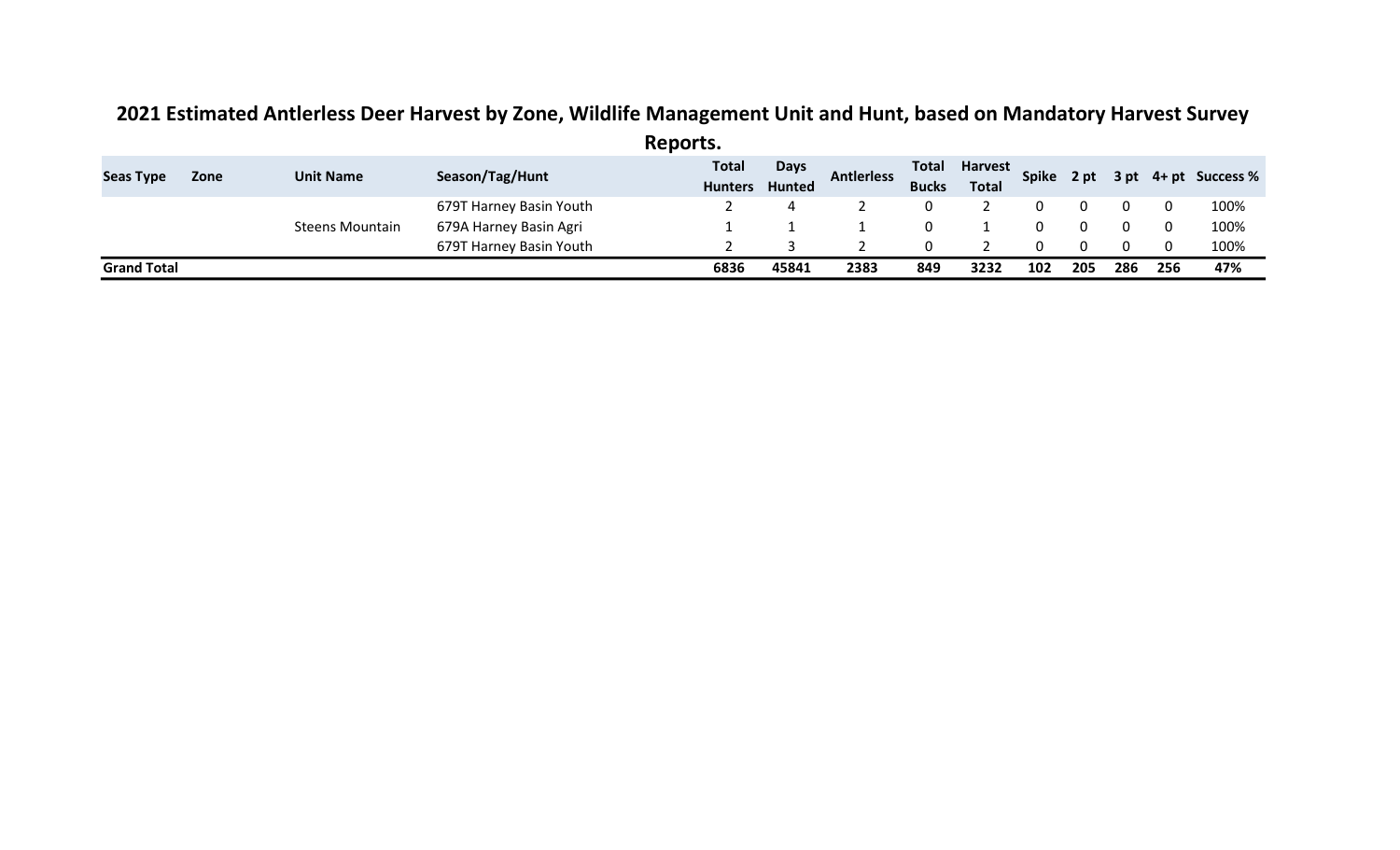## 2021 Estimated Antlerless Deer Harvest by Zone, Wildlife Management Unit and Hunt, based on Mandatory Harvest Survey Reports.

| Seas Type | Zone | Unit Name | Season/Tag/Hunt | Total Hunters | Days Hunted | Antlerless | Total Bucks | Harvest Total | Spike | 2 pt | 3 pt | 4+ pt | Success % |
|---|---|---|---|---|---|---|---|---|---|---|---|---|---|
| | | | 679T Harney Basin Youth | 2 | 4 | 2 | 0 | 2 | 0 | 0 | 0 | 0 | 100% |
| | | Steens Mountain | 679A Harney Basin Agri | 1 | 1 | 1 | 0 | 1 | 0 | 0 | 0 | 0 | 100% |
| | | | 679T Harney Basin Youth | 2 | 3 | 2 | 0 | 2 | 0 | 0 | 0 | 0 | 100% |
| **Grand Total** | | | | **6836** | **45841** | **2383** | **849** | **3232** | **102** | **205** | **286** | **256** | **47%** |